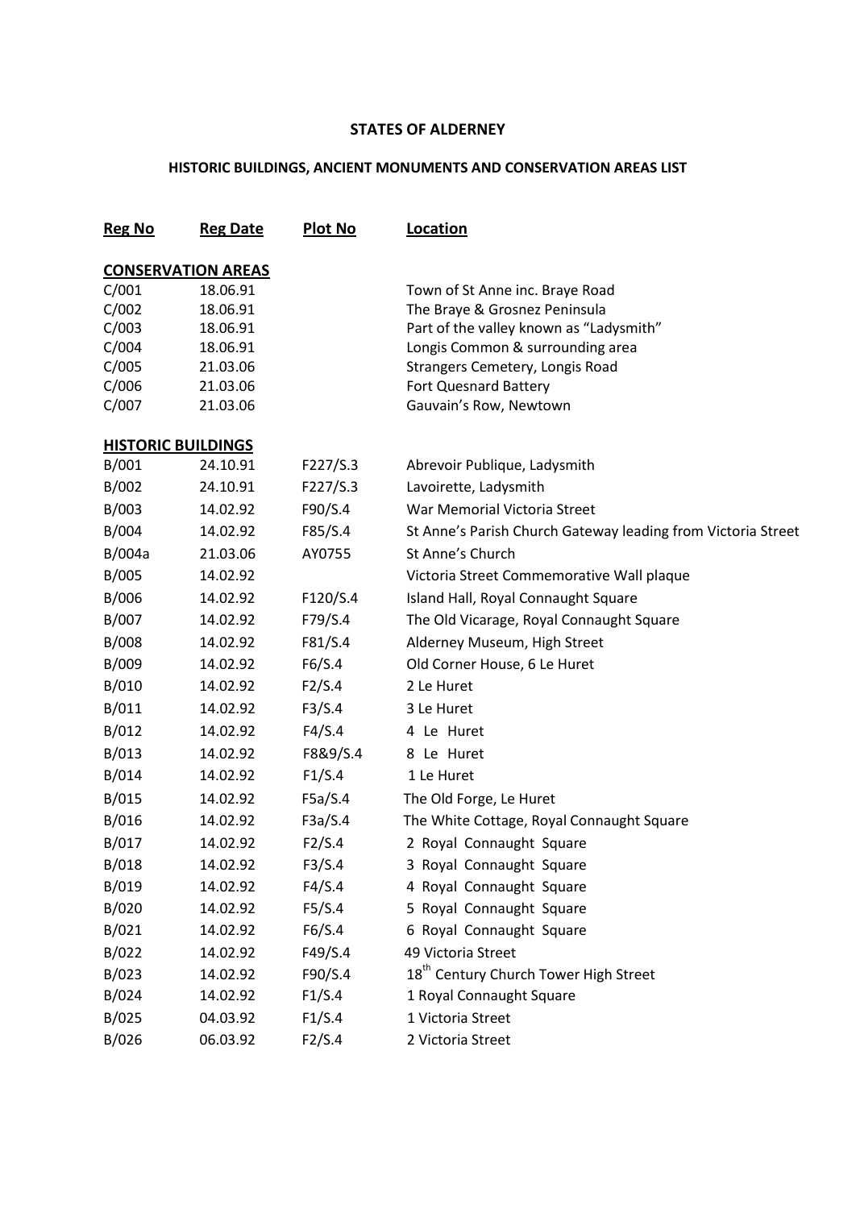# STATES OF ALDERNEY

## HISTORIC BUILDINGS, ANCIENT MONUMENTS AND CONSERVATION AREAS LIST

| Reg No | Reg Date | Plot No | Location |
|---|---|---|---|
| **CONSERVATION AREAS** | | | |
| C/001 | 18.06.91 | | Town of St Anne inc. Braye Road |
| C/002 | 18.06.91 | | The Braye & Grosnez Peninsula |
| C/003 | 18.06.91 | | Part of the valley known as "Ladysmith" |
| C/004 | 18.06.91 | | Longis Common & surrounding area |
| C/005 | 21.03.06 | | Strangers Cemetery, Longis Road |
| C/006 | 21.03.06 | | Fort Quesnard Battery |
| C/007 | 21.03.06 | | Gauvain's Row, Newtown |
| **HISTORIC BUILDINGS** | | | |
| B/001 | 24.10.91 | F227/S.3 | Abrevoir Publique, Ladysmith |
| B/002 | 24.10.91 | F227/S.3 | Lavoirette, Ladysmith |
| B/003 | 14.02.92 | F90/S.4 | War Memorial Victoria Street |
| B/004 | 14.02.92 | F85/S.4 | St Anne's Parish Church Gateway leading from Victoria Street |
| B/004a | 21.03.06 | AY0755 | St Anne's Church |
| B/005 | 14.02.92 | | Victoria Street Commemorative Wall plaque |
| B/006 | 14.02.92 | F120/S.4 | Island Hall, Royal Connaught Square |
| B/007 | 14.02.92 | F79/S.4 | The Old Vicarage, Royal Connaught Square |
| B/008 | 14.02.92 | F81/S.4 | Alderney Museum, High Street |
| B/009 | 14.02.92 | F6/S.4 | Old Corner House, 6 Le Huret |
| B/010 | 14.02.92 | F2/S.4 | 2 Le Huret |
| B/011 | 14.02.92 | F3/S.4 | 3 Le Huret |
| B/012 | 14.02.92 | F4/S.4 | 4 Le Huret |
| B/013 | 14.02.92 | F8&9/S.4 | 8 Le Huret |
| B/014 | 14.02.92 | F1/S.4 | 1 Le Huret |
| B/015 | 14.02.92 | F5a/S.4 | The Old Forge, Le Huret |
| B/016 | 14.02.92 | F3a/S.4 | The White Cottage, Royal Connaught Square |
| B/017 | 14.02.92 | F2/S.4 | 2 Royal Connaught Square |
| B/018 | 14.02.92 | F3/S.4 | 3 Royal Connaught Square |
| B/019 | 14.02.92 | F4/S.4 | 4 Royal Connaught Square |
| B/020 | 14.02.92 | F5/S.4 | 5 Royal Connaught Square |
| B/021 | 14.02.92 | F6/S.4 | 6 Royal Connaught Square |
| B/022 | 14.02.92 | F49/S.4 | 49 Victoria Street |
| B/023 | 14.02.92 | F90/S.4 | 18th Century Church Tower High Street |
| B/024 | 14.02.92 | F1/S.4 | 1 Royal Connaught Square |
| B/025 | 04.03.92 | F1/S.4 | 1 Victoria Street |
| B/026 | 06.03.92 | F2/S.4 | 2 Victoria Street |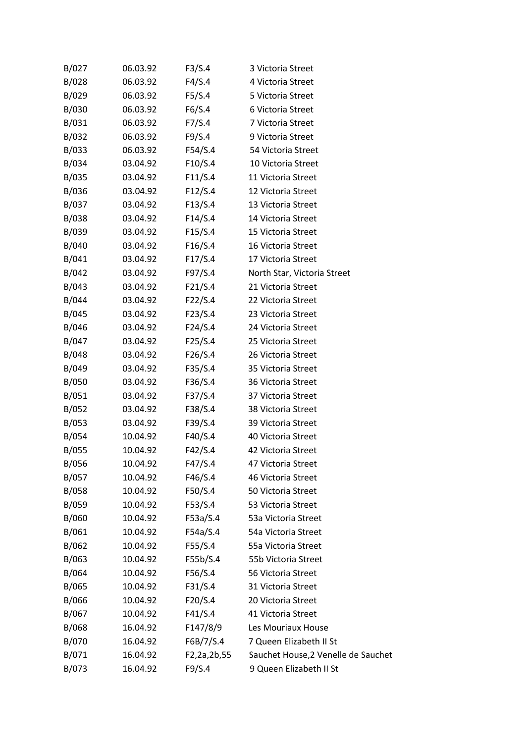| | | | |
|---|---|---|---|
| B/027 | 06.03.92 | F3/S.4 | 3 Victoria Street |
| B/028 | 06.03.92 | F4/S.4 | 4 Victoria Street |
| B/029 | 06.03.92 | F5/S.4 | 5 Victoria Street |
| B/030 | 06.03.92 | F6/S.4 | 6 Victoria Street |
| B/031 | 06.03.92 | F7/S.4 | 7 Victoria Street |
| B/032 | 06.03.92 | F9/S.4 | 9 Victoria Street |
| B/033 | 06.03.92 | F54/S.4 | 54 Victoria Street |
| B/034 | 03.04.92 | F10/S.4 | 10 Victoria Street |
| B/035 | 03.04.92 | F11/S.4 | 11 Victoria Street |
| B/036 | 03.04.92 | F12/S.4 | 12 Victoria Street |
| B/037 | 03.04.92 | F13/S.4 | 13 Victoria Street |
| B/038 | 03.04.92 | F14/S.4 | 14 Victoria Street |
| B/039 | 03.04.92 | F15/S.4 | 15 Victoria Street |
| B/040 | 03.04.92 | F16/S.4 | 16 Victoria Street |
| B/041 | 03.04.92 | F17/S.4 | 17 Victoria Street |
| B/042 | 03.04.92 | F97/S.4 | North Star, Victoria Street |
| B/043 | 03.04.92 | F21/S.4 | 21 Victoria Street |
| B/044 | 03.04.92 | F22/S.4 | 22 Victoria Street |
| B/045 | 03.04.92 | F23/S.4 | 23 Victoria Street |
| B/046 | 03.04.92 | F24/S.4 | 24 Victoria Street |
| B/047 | 03.04.92 | F25/S.4 | 25 Victoria Street |
| B/048 | 03.04.92 | F26/S.4 | 26 Victoria Street |
| B/049 | 03.04.92 | F35/S.4 | 35 Victoria Street |
| B/050 | 03.04.92 | F36/S.4 | 36 Victoria Street |
| B/051 | 03.04.92 | F37/S.4 | 37 Victoria Street |
| B/052 | 03.04.92 | F38/S.4 | 38 Victoria Street |
| B/053 | 03.04.92 | F39/S.4 | 39 Victoria Street |
| B/054 | 10.04.92 | F40/S.4 | 40 Victoria Street |
| B/055 | 10.04.92 | F42/S.4 | 42 Victoria Street |
| B/056 | 10.04.92 | F47/S.4 | 47 Victoria Street |
| B/057 | 10.04.92 | F46/S.4 | 46 Victoria Street |
| B/058 | 10.04.92 | F50/S.4 | 50 Victoria Street |
| B/059 | 10.04.92 | F53/S.4 | 53 Victoria Street |
| B/060 | 10.04.92 | F53a/S.4 | 53a Victoria Street |
| B/061 | 10.04.92 | F54a/S.4 | 54a Victoria Street |
| B/062 | 10.04.92 | F55/S.4 | 55a Victoria Street |
| B/063 | 10.04.92 | F55b/S.4 | 55b Victoria Street |
| B/064 | 10.04.92 | F56/S.4 | 56 Victoria Street |
| B/065 | 10.04.92 | F31/S.4 | 31 Victoria Street |
| B/066 | 10.04.92 | F20/S.4 | 20 Victoria Street |
| B/067 | 10.04.92 | F41/S.4 | 41 Victoria Street |
| B/068 | 16.04.92 | F147/8/9 | Les Mouriaux House |
| B/070 | 16.04.92 | F6B/7/S.4 | 7 Queen Elizabeth II St |
| B/071 | 16.04.92 | F2,2a,2b,55 | Sauchet House,2 Venelle de Sauchet |
| B/073 | 16.04.92 | F9/S.4 | 9 Queen Elizabeth II St |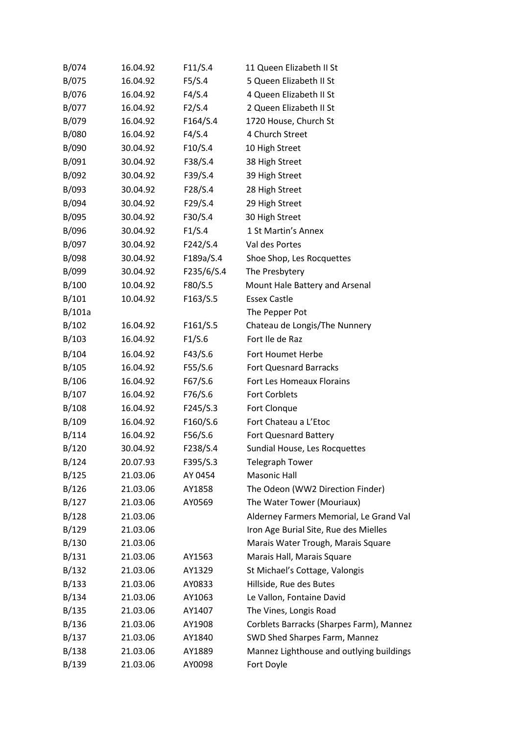| | | | |
|---|---|---|---|
| B/074 | 16.04.92 | F11/S.4 | 11 Queen Elizabeth II St |
| B/075 | 16.04.92 | F5/S.4 | 5 Queen Elizabeth II St |
| B/076 | 16.04.92 | F4/S.4 | 4 Queen Elizabeth II St |
| B/077 | 16.04.92 | F2/S.4 | 2 Queen Elizabeth II St |
| B/079 | 16.04.92 | F164/S.4 | 1720 House, Church St |
| B/080 | 16.04.92 | F4/S.4 | 4 Church Street |
| B/090 | 30.04.92 | F10/S.4 | 10 High Street |
| B/091 | 30.04.92 | F38/S.4 | 38 High Street |
| B/092 | 30.04.92 | F39/S.4 | 39 High Street |
| B/093 | 30.04.92 | F28/S.4 | 28 High Street |
| B/094 | 30.04.92 | F29/S.4 | 29 High Street |
| B/095 | 30.04.92 | F30/S.4 | 30 High Street |
| B/096 | 30.04.92 | F1/S.4 | 1 St Martin's Annex |
| B/097 | 30.04.92 | F242/S.4 | Val des Portes |
| B/098 | 30.04.92 | F189a/S.4 | Shoe Shop, Les Rocquettes |
| B/099 | 30.04.92 | F235/6/S.4 | The Presbytery |
| B/100 | 10.04.92 | F80/S.5 | Mount Hale Battery and Arsenal |
| B/101 | 10.04.92 | F163/S.5 | Essex Castle |
| B/101a | | | The Pepper Pot |
| B/102 | 16.04.92 | F161/S.5 | Chateau de Longis/The Nunnery |
| B/103 | 16.04.92 | F1/S.6 | Fort Ile de Raz |
| B/104 | 16.04.92 | F43/S.6 | Fort Houmet Herbe |
| B/105 | 16.04.92 | F55/S.6 | Fort Quesnard Barracks |
| B/106 | 16.04.92 | F67/S.6 | Fort Les Homeaux Florains |
| B/107 | 16.04.92 | F76/S.6 | Fort Corblets |
| B/108 | 16.04.92 | F245/S.3 | Fort Clonque |
| B/109 | 16.04.92 | F160/S.6 | Fort Chateau a L'Etoc |
| B/114 | 16.04.92 | F56/S.6 | Fort Quesnard Battery |
| B/120 | 30.04.92 | F238/S.4 | Sundial House, Les Rocquettes |
| B/124 | 20.07.93 | F395/S.3 | Telegraph Tower |
| B/125 | 21.03.06 | AY 0454 | Masonic Hall |
| B/126 | 21.03.06 | AY1858 | The Odeon (WW2 Direction Finder) |
| B/127 | 21.03.06 | AY0569 | The Water Tower (Mouriaux) |
| B/128 | 21.03.06 | | Alderney Farmers Memorial, Le Grand Val |
| B/129 | 21.03.06 | | Iron Age Burial Site, Rue des Mielles |
| B/130 | 21.03.06 | | Marais Water Trough, Marais Square |
| B/131 | 21.03.06 | AY1563 | Marais Hall, Marais Square |
| B/132 | 21.03.06 | AY1329 | St Michael's Cottage, Valongis |
| B/133 | 21.03.06 | AY0833 | Hillside, Rue des Butes |
| B/134 | 21.03.06 | AY1063 | Le Vallon, Fontaine David |
| B/135 | 21.03.06 | AY1407 | The Vines, Longis Road |
| B/136 | 21.03.06 | AY1908 | Corblets Barracks (Sharpes Farm), Mannez |
| B/137 | 21.03.06 | AY1840 | SWD Shed Sharpes Farm, Mannez |
| B/138 | 21.03.06 | AY1889 | Mannez Lighthouse and outlying buildings |
| B/139 | 21.03.06 | AY0098 | Fort Doyle |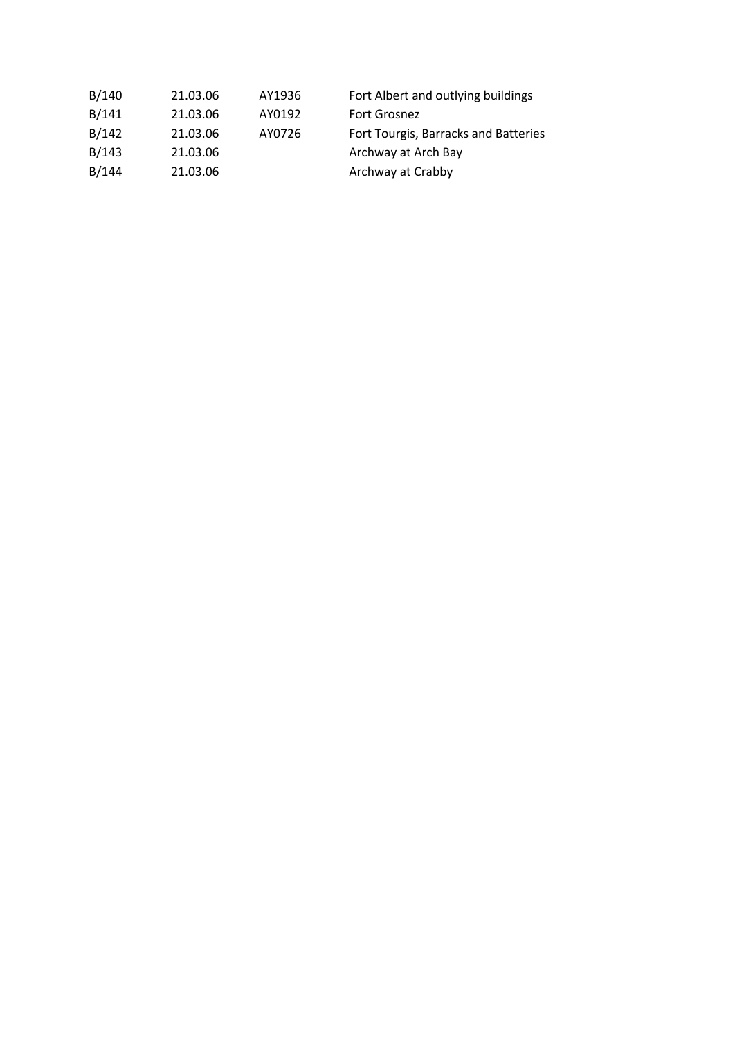| | | | |
|---|---|---|---|
| B/140 | 21.03.06 | AY1936 | Fort Albert and outlying buildings |
| B/141 | 21.03.06 | AY0192 | Fort Grosnez |
| B/142 | 21.03.06 | AY0726 | Fort Tourgis, Barracks and Batteries |
| B/143 | 21.03.06 | | Archway at Arch Bay |
| B/144 | 21.03.06 | | Archway at Crabby |